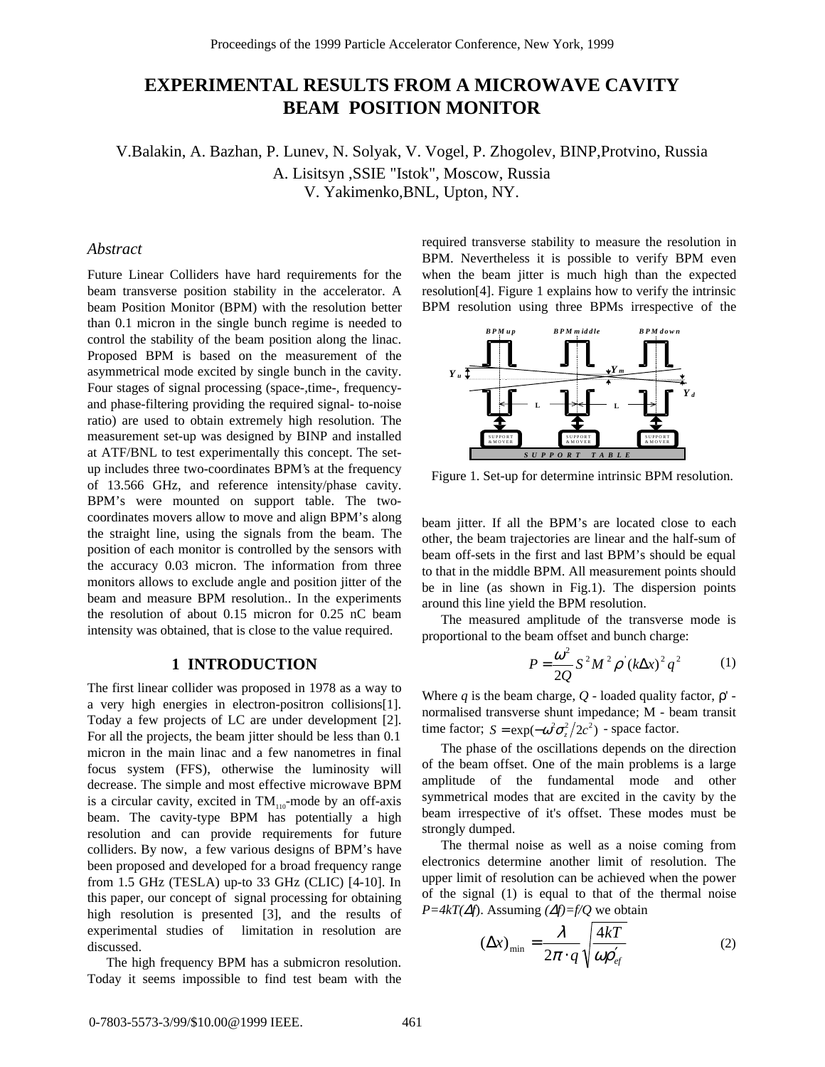# EXPERIMENTAL RESULTS FROM A MICROWAVE CAVITY BEAM POSITION MONITOR

V.Balakin, A. Bazhan, P. Lunev, N. Solyak, V. Vogel, P. Zhogolev, BINP,Protvino, Russia
A. Lisitsyn ,SSIE "Istok", Moscow, Russia
V. Yakimenko,BNL, Upton, NY.

## *Abstract*

Future Linear Colliders have hard requirements for the beam transverse position stability in the accelerator. A beam Position Monitor (BPM) with the resolution better than 0.1 micron in the single bunch regime is needed to control the stability of the beam position along the linac. Proposed BPM is based on the measurement of the asymmetrical mode excited by single bunch in the cavity. Four stages of signal processing (space-,time-, frequency- and phase-filtering providing the required signal- to-noise ratio) are used to obtain extremely high resolution. The measurement set-up was designed by BINP and installed at ATF/BNL to test experimentally this concept. The set-up includes three two-coordinates BPM's at the frequency of 13.566 GHz, and reference intensity/phase cavity. BPM's were mounted on support table. The two-coordinates movers allow to move and align BPM's along the straight line, using the signals from the beam. The position of each monitor is controlled by the sensors with the accuracy 0.03 micron. The information from three monitors allows to exclude angle and position jitter of the beam and measure BPM resolution.. In the experiments the resolution of about 0.15 micron for 0.25 nC beam intensity was obtained, that is close to the value required.

## 1 INTRODUCTION

The first linear collider was proposed in 1978 as a way to a very high energies in electron-positron collisions[1]. Today a few projects of LC are under development [2]. For all the projects, the beam jitter should be less than 0.1 micron in the main linac and a few nanometres in final focus system (FFS), otherwise the luminosity will decrease. The simple and most effective microwave BPM is a circular cavity, excited in $TM_{110}$-mode by an off-axis beam. The cavity-type BPM has potentially a high resolution and can provide requirements for future colliders. By now, a few various designs of BPM's have been proposed and developed for a broad frequency range from 1.5 GHz (TESLA) up-to 33 GHz (CLIC) [4-10]. In this paper, our concept of signal processing for obtaining high resolution is presented [3], and the results of experimental studies of limitation in resolution are discussed.

The high frequency BPM has a submicron resolution. Today it seems impossible to find test beam with the required transverse stability to measure the resolution in BPM. Nevertheless it is possible to verify BPM even when the beam jitter is much high than the expected resolution[4]. Figure 1 explains how to verify the intrinsic BPM resolution using three BPMs irrespective of the beam jitter. If all the BPM's are located close to each other, the beam trajectories are linear and the half-sum of beam off-sets in the first and last BPM's should be equal to that in the middle BPM. All measurement points should be in line (as shown in Fig.1). The dispersion points around this line yield the BPM resolution.

Figure 1. Set-up for determine intrinsic BPM resolution.

The measured amplitude of the transverse mode is proportional to the beam offset and bunch charge:

$$P = \frac{\omega^2}{2Q} S^2 M^2 \rho' (k\Delta x)^2 q^2 \qquad (1)$$

Where $q$ is the beam charge, $Q$ - loaded quality factor, $\rho'$ - normalised transverse shunt impedance; M - beam transit time factor; $S = \exp(-\omega^2 \sigma_z^2 / 2c^2)$ - space factor.

The phase of the oscillations depends on the direction of the beam offset. One of the main problems is a large amplitude of the fundamental mode and other symmetrical modes that are excited in the cavity by the beam irrespective of it's offset. These modes must be strongly dumped.

The thermal noise as well as a noise coming from electronics determine another limit of resolution. The upper limit of resolution can be achieved when the power of the signal (1) is equal to that of the thermal noise $P=4kT(\Delta f)$. Assuming $(\Delta f)=f/Q$ we obtain

$$(\Delta x)_{\min} = \frac{\lambda}{2\pi \cdot q} \sqrt{\frac{4kT}{\omega \rho'_{ef}}} \qquad (2)$$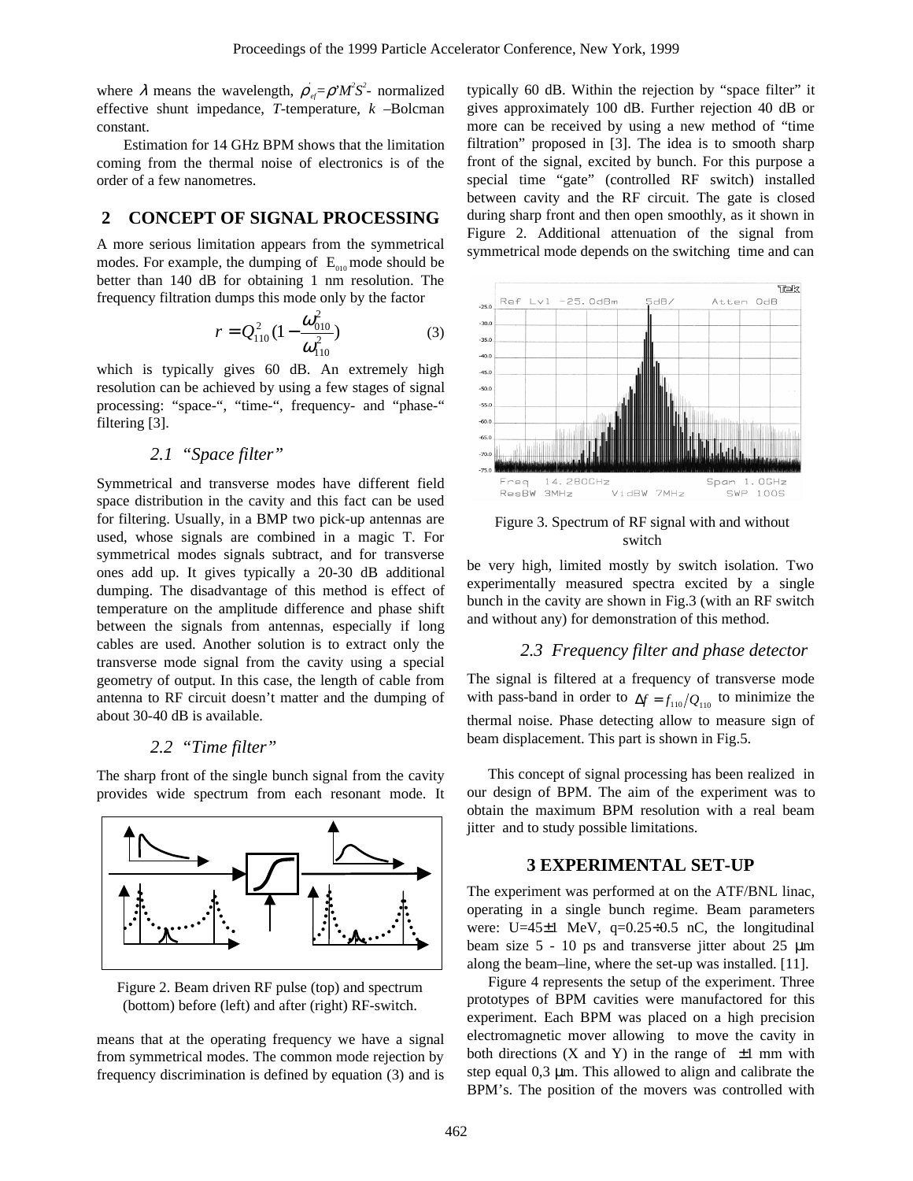where $\lambda$ means the wavelength, $\rho'_{ef}=\rho' M^2 S^2$ - normalized effective shunt impedance, *T*-temperature, *k* –Bolcman constant.

Estimation for 14 GHz BPM shows that the limitation coming from the thermal noise of electronics is of the order of a few nanometres.

## 2 CONCEPT OF SIGNAL PROCESSING

A more serious limitation appears from the symmetrical modes. For example, the dumping of $E_{010}$ mode should be better than 140 dB for obtaining 1 nm resolution. The frequency filtration dumps this mode only by the factor

$$r = Q_{110}^2 (1 - \frac{\omega_{010}^2}{\omega_{110}^2}) \qquad (3)$$

which is typically is gives 60 dB. An extremely high resolution can be achieved by using a few stages of signal processing: "space-", "time-", frequency- and "phase-" filtering [3].

### 2.1 "Space filter"

Symmetrical and transverse modes have different field space distribution in the cavity and this fact can be used for filtering. Usually, in a BMP two pick-up antennas are used, whose signals are combined in a magic T. For symmetrical modes signals subtract, and for transverse ones add up. It gives typically a 20-30 dB additional dumping. The disadvantage of this method is effect of temperature on the amplitude difference and phase shift between the signals from antennas, especially if long cables are used. Another solution is to extract only the transverse mode signal from the cavity using a special geometry of output. In this case, the length of cable from antenna to RF circuit doesn't matter and the dumping of about 30-40 dB is available.

### 2.2 "Time filter"

The sharp front of the single bunch signal from the cavity provides wide spectrum from each resonant mode. It

Figure 2. Beam driven RF pulse (top) and spectrum (bottom) before (left) and after (right) RF-switch.

means that at the operating frequency we have a signal from symmetrical modes. The common mode rejection by frequency discrimination is defined by equation (3) and is typically 60 dB. Within the rejection by "space filter" it gives approximately 100 dB. Further rejection 40 dB or more can be received by using a new method of "time filtration" proposed in [3]. The idea is to smooth sharp front of the signal, excited by bunch. For this purpose a special time "gate" (controlled RF switch) installed between cavity and the RF circuit. The gate is closed during sharp front and then open smoothly, as it shown in Figure 2. Additional attenuation of the signal from symmetrical mode depends on the switching time and can

Figure 3. Spectrum of RF signal with and without switch

be very high, limited mostly by switch isolation. Two experimentally measured spectra excited by a single bunch in the cavity are shown in Fig.3 (with an RF switch and without any) for demonstration of this method.

### 2.3 Frequency filter and phase detector

The signal is filtered at a frequency of transverse mode with pass-band in order to $\Delta f = f_{110}/Q_{110}$ to minimize the thermal noise. Phase detecting allow to measure sign of beam displacement. This part is shown in Fig.5.

This concept of signal processing has been realized in our design of BPM. The aim of the experiment was to obtain the maximum BPM resolution with a real beam jitter and to study possible limitations.

## 3 EXPERIMENTAL SET-UP

The experiment was performed at on the ATF/BNL linac, operating in a single bunch regime. Beam parameters were: U=45±1 MeV, q=0.25÷0.5 nC, the longitudinal beam size 5 - 10 ps and transverse jitter about 25 μm along the beam–line, where the set-up was installed. [11].

Figure 4 represents the setup of the experiment. Three prototypes of BPM cavities were manufactored for this experiment. Each BPM was placed on a high precision electromagnetic mover allowing to move the cavity in both directions (X and Y) in the range of ±1 mm with step equal 0,3 μm. This allowed to align and calibrate the BPM's. The position of the movers was controlled with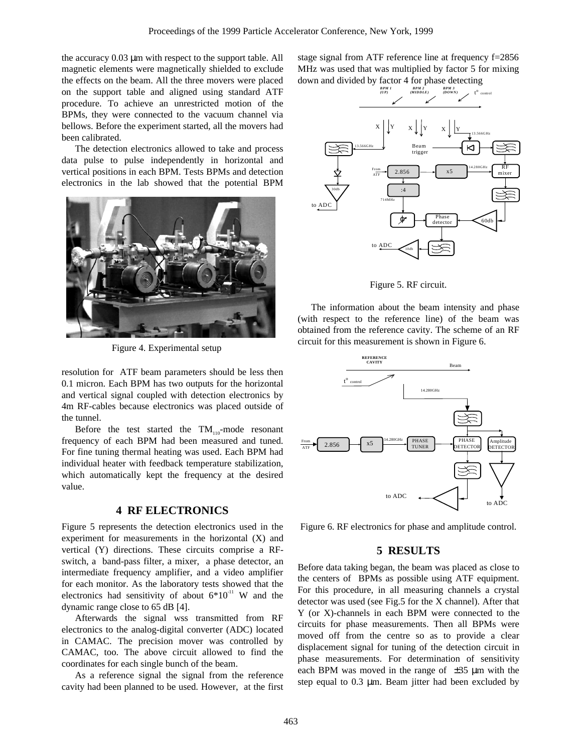the accuracy 0.03 μm with respect to the support table. All magnetic elements were magnetically shielded to exclude the effects on the beam. All the three movers were placed on the support table and aligned using standard ATF procedure. To achieve an unrestricted motion of the BPMs, they were connected to the vacuum channel via bellows. Before the experiment started, all the movers had been calibrated.

The detection electronics allowed to take and process data pulse to pulse independently in horizontal and vertical positions in each BPM. Tests BPMs and detection electronics in the lab showed that the potential BPM

Figure 4. Experimental setup

resolution for ATF beam parameters should be less then 0.1 micron. Each BPM has two outputs for the horizontal and vertical signal coupled with detection electronics by 4m RF-cables because electronics was placed outside of the tunnel.

Before the test started the $TM_{110}$-mode resonant frequency of each BPM had been measured and tuned. For fine tuning thermal heating was used. Each BPM had individual heater with feedback temperature stabilization, which automatically kept the frequency at the desired value.

## 4 RF ELECTRONICS

Figure 5 represents the detection electronics used in the experiment for measurements in the horizontal (X) and vertical (Y) directions. These circuits comprise a RF-switch, a band-pass filter, a mixer, a phase detector, an intermediate frequency amplifier, and a video amplifier for each monitor. As the laboratory tests showed that the electronics had sensitivity of about $6*10^{-11}$ W and the dynamic range close to 65 dB [4].

Afterwards the signal wss transmitted from RF electronics to the analog-digital converter (ADC) located in CAMAC. The precision mover was controlled by CAMAC, too. The above circuit allowed to find the coordinates for each single bunch of the beam.

As a reference signal the signal from the reference cavity had been planned to be used. However, at the first stage signal from ATF reference line at frequency f=2856 MHz was used that was multiplied by factor 5 for mixing down and divided by factor 4 for phase detecting

Figure 5. RF circuit.

The information about the beam intensity and phase (with respect to the reference line) of the beam was obtained from the reference cavity. The scheme of an RF circuit for this measurement is shown in Figure 6.

Figure 6. RF electronics for phase and amplitude control.

## 5 RESULTS

Before data taking began, the beam was placed as close to the centers of BPMs as possible using ATF equipment. For this procedure, in all measuring channels a crystal detector was used (see Fig.5 for the X channel). After that Y (or X)-channels in each BPM were connected to the circuits for phase measurements. Then all BPMs were moved off from the centre so as to provide a clear displacement signal for tuning of the detection circuit in phase measurements. For determination of sensitivity each BPM was moved in the range of ±35 μm with the step equal to 0.3 μm. Beam jitter had been excluded by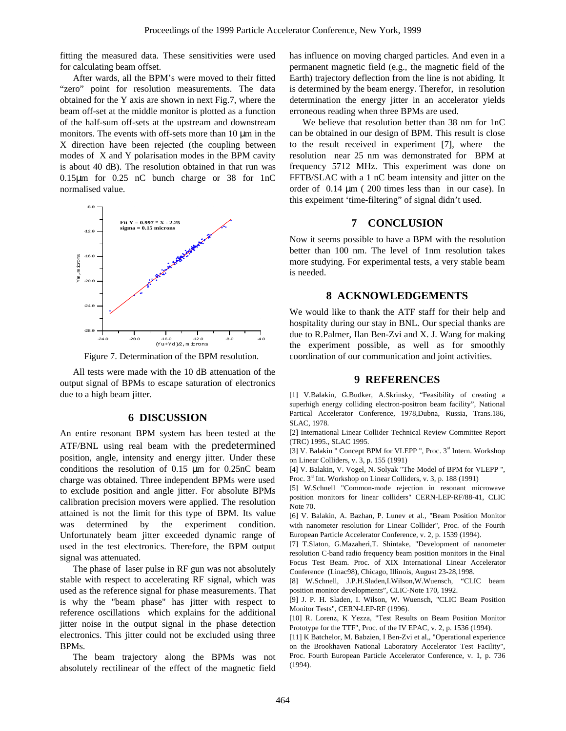fitting the measured data. These sensitivities were used for calculating beam offset.

After wards, all the BPM's were moved to their fitted "zero" point for resolution measurements. The data obtained for the Y axis are shown in next Fig.7, where the beam off-set at the middle monitor is plotted as a function of the half-sum off-sets at the upstream and downstream monitors. The events with off-sets more than 10 µm in the X direction have been rejected (the coupling between modes of X and Y polarisation modes in the BPM cavity is about 40 dB). The resolution obtained in that run was 0.15µm for 0.25 nC bunch charge or 38 for 1nC normalised value.

Fit Y = 0.997 * X - 2.25
sigma = 0.15 microns

Ym, microns

-8.0
-12.0
-16.0
-20.0
-24.0
-28.0

-24.0 -20.0 -16.0 -12.0 -8.0 -4.0

(Yu+Yd)/2, microns

Figure 7. Determination of the BPM resolution.

All tests were made with the 10 dB attenuation of the output signal of BPMs to escape saturation of electronics due to a high beam jitter.

## 6 DISCUSSION

An entire resonant BPM system has been tested at the ATF/BNL using real beam with the predetermined position, angle, intensity and energy jitter. Under these conditions the resolution of 0.15 µm for 0.25nC beam charge was obtained. Three independent BPMs were used to exclude position and angle jitter. For absolute BPMs calibration precision movers were applied. The resolution attained is not the limit for this type of BPM. Its value was determined by the experiment condition. Unfortunately beam jitter exceeded dynamic range of used in the test electronics. Therefore, the BPM output signal was attenuated.

The phase of laser pulse in RF gun was not absolutely stable with respect to accelerating RF signal, which was used as the reference signal for phase measurements. That is why the "beam phase" has jitter with respect to reference oscillations which explains for the additional jitter noise in the output signal in the phase detection electronics. This jitter could not be excluded using three BPMs.

The beam trajectory along the BPMs was not absolutely rectilinear of the effect of the magnetic field has influence on moving charged particles. And even in a permanent magnetic field (e.g., the magnetic field of the Earth) trajectory deflection from the line is not abiding. It is determined by the beam energy. Therefor, in resolution determination the energy jitter in an accelerator yields erroneous reading when three BPMs are used.

We believe that resolution better than 38 nm for 1nC can be obtained in our design of BPM. This result is close to the result received in experiment [7], where the resolution near 25 nm was demonstrated for BPM at frequency 5712 MHz. This experiment was done on FFTB/SLAC with a 1 nC beam intensity and jitter on the order of 0.14 µm ( 200 times less than in our case). In this expeiment 'time-filtering" of signal didn't used.

## 7 CONCLUSION

Now it seems possible to have a BPM with the resolution better than 100 nm. The level of 1nm resolution takes more studying. For experimental tests, a very stable beam is needed.

## 8 ACKNOWLEDGEMENTS

We would like to thank the ATF staff for their help and hospitality during our stay in BNL. Our special thanks are due to R.Palmer, Ilan Ben-Zvi and X. J. Wang for making the experiment possible, as well as for smoothly coordination of our communication and joint activities.

## 9 REFERENCES

[1] V.Balakin, G.Budker, A.Skrinsky, "Feasibility of creating a superhigh energy colliding electron-positron beam facility", National Partical Accelerator Conference, 1978,Dubna, Russia, Trans.186, SLAC, 1978.

[2] International Linear Collider Technical Review Committee Report (TRC) 1995., SLAC 1995.

[3] V. Balakin " Concept BPM for VLEPP ", Proc. 3rd Intern. Workshop on Linear Colliders, v. 3, p. 155 (1991)

[4] V. Balakin, V. Vogel, N. Solyak "The model of BPM for VLEPP ", Proc. 3rd Int. Workshop on Linear Colliders, v. 3, p. 188 (1991)

[5] W.Schnell "Common-mode rejection in resonant microwave position monitors for linear colliders" CERN-LEP-RF/88-41, CLIC Note 70.

[6] V. Balakin, A. Bazhan, P. Lunev et al., "Beam Position Monitor with nanometer resolution for Linear Collider", Proc. of the Fourth European Particle Accelerator Conference, v. 2, p. 1539 (1994).

[7] T.Slaton, G.Mazaheri,T. Shintake, "Development of nanometer resolution C-band radio frequency beam position monitors in the Final Focus Test Beam. Proc. of XIX International Linear Accelerator Conference (Linac98), Chicago, Illinois, August 23-28,1998.

[8] W.Schnell, J.P.H.Sladen,I.Wilson,W.Wuensch, "CLIC beam position monitor developments", CLIC-Note 170, 1992.

[9] J. P. H. Sladen, I. Wilson, W. Wuensch, "CLIC Beam Position Monitor Tests", CERN-LEP-RF (1996).

[10] R. Lorenz, K Yezza, "Test Results on Beam Position Monitor Prototype for the TTF", Proc. of the IV EPAC, v. 2, p. 1536 (1994).

[11] K Batchelor, M. Babzien, I Ben-Zvi et al,, "Operational experience on the Brookhaven National Laboratory Accelerator Test Facility", Proc. Fourth European Particle Accelerator Conference, v. 1, p. 736 (1994).